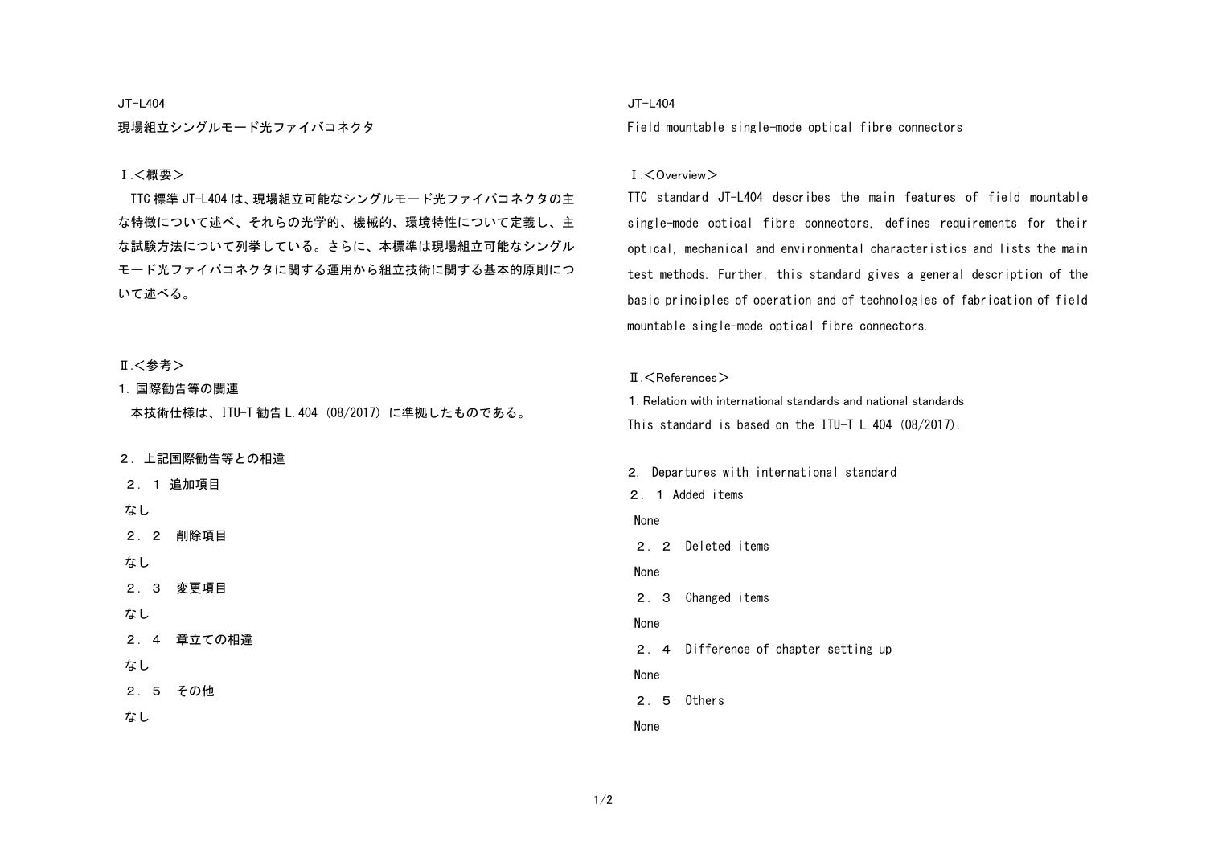JT-L404

# 現場組立シングルモード光ファイバコネクタ

## Ⅰ.＜概要＞

TTC 標準 JT-L404 は、現場組立可能なシングルモード光ファイバコネクタの主な特徴について述べ、それらの光学的、機械的、環境特性について定義し、主な試験方法について列挙している。さらに、本標準は現場組立可能なシングルモード光ファイバコネクタに関する運用から組立技術に関する基本的原則について述べる。

## Ⅱ.＜参考＞

1. 国際勧告等の関連

本技術仕様は、ITU-T 勧告 L.404 (08/2017) に準拠したものである。

２． 上記国際勧告等との相違

２． １ 追加項目

なし

２． ２　削除項目

なし

２． ３　変更項目

なし

２． ４　章立ての相違

なし

２． ５　その他

なし

JT-L404

# Field mountable single-mode optical fibre connectors

## Ⅰ.＜Overview＞

TTC standard JT-L404 describes the main features of field mountable single-mode optical fibre connectors, defines requirements for their optical, mechanical and environmental characteristics and lists the main test methods. Further, this standard gives a general description of the basic principles of operation and of technologies of fabrication of field mountable single-mode optical fibre connectors.

## Ⅱ.＜References＞

1. Relation with international standards and national standards

This standard is based on the ITU-T L.404 (08/2017).

２． Departures with international standard

２． １ Added items

None

２． ２　Deleted items

None

２． ３　Changed items

None

２． ４　Difference of chapter setting up

None

２． ５　Others

None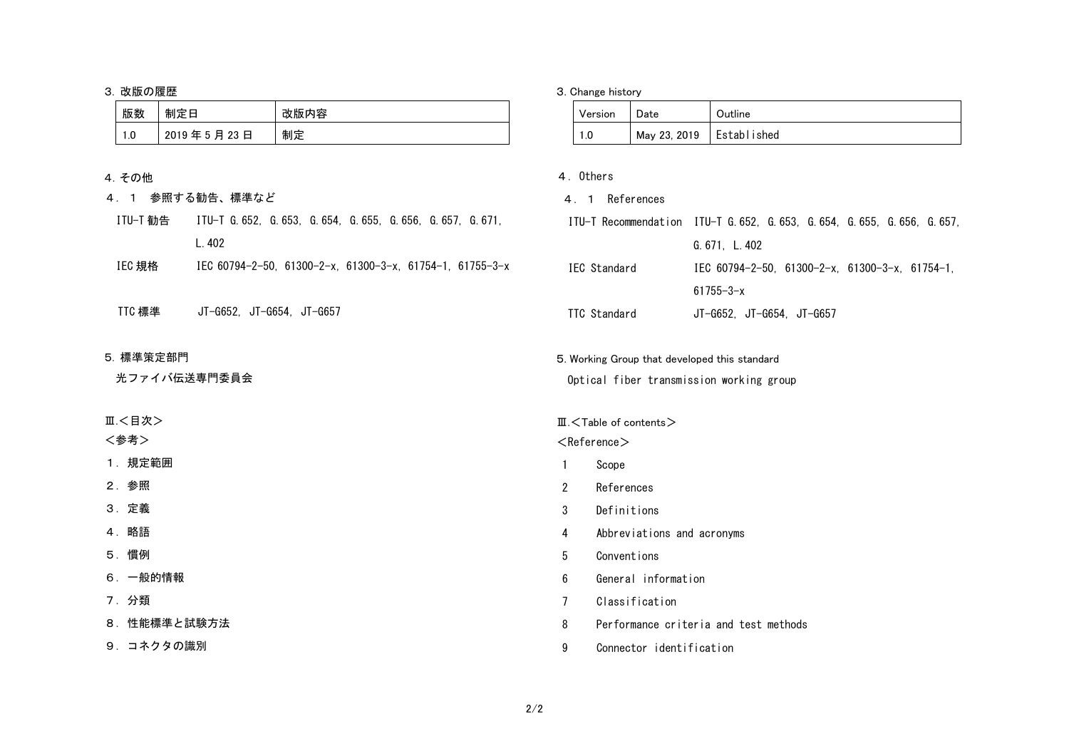3. 改版の履歴

| 版数 | 制定日 | 改版内容 |
|---|---|---|
| 1.0 | 2019 年 5 月 23 日 | 制定 |

4. その他

４．１　参照する勧告、標準など

ITU-T 勧告　ITU-T G.652, G.653, G.654, G.655, G.656, G.657, G.671, L.402

IEC 規格　IEC 60794-2-50, 61300-2-x, 61300-3-x, 61754-1, 61755-3-x

TTC 標準　JT-G652, JT-G654, JT-G657

5. 標準策定部門

光ファイバ伝送専門委員会

Ⅲ.＜目次＞

＜参考＞

１．規定範囲

２．参照

３．定義

４．略語

５．慣例

６．一般的情報

７．分類

８．性能標準と試験方法

９．コネクタの識別

3. Change history

| Version | Date | Outline |
|---|---|---|
| 1.0 | May 23, 2019 | Established |

４．Others

４．１　References

ITU-T Recommendation　ITU-T G.652, G.653, G.654, G.655, G.656, G.657, G.671, L.402

IEC Standard　IEC 60794-2-50, 61300-2-x, 61300-3-x, 61754-1, 61755-3-x

TTC Standard　JT-G652, JT-G654, JT-G657

5. Working Group that developed this standard

Optical fiber transmission working group

Ⅲ.＜Table of contents＞

＜Reference＞

1　Scope

2　References

3　Definitions

4　Abbreviations and acronyms

5　Conventions

6　General information

7　Classification

8　Performance criteria and test methods

9　Connector identification